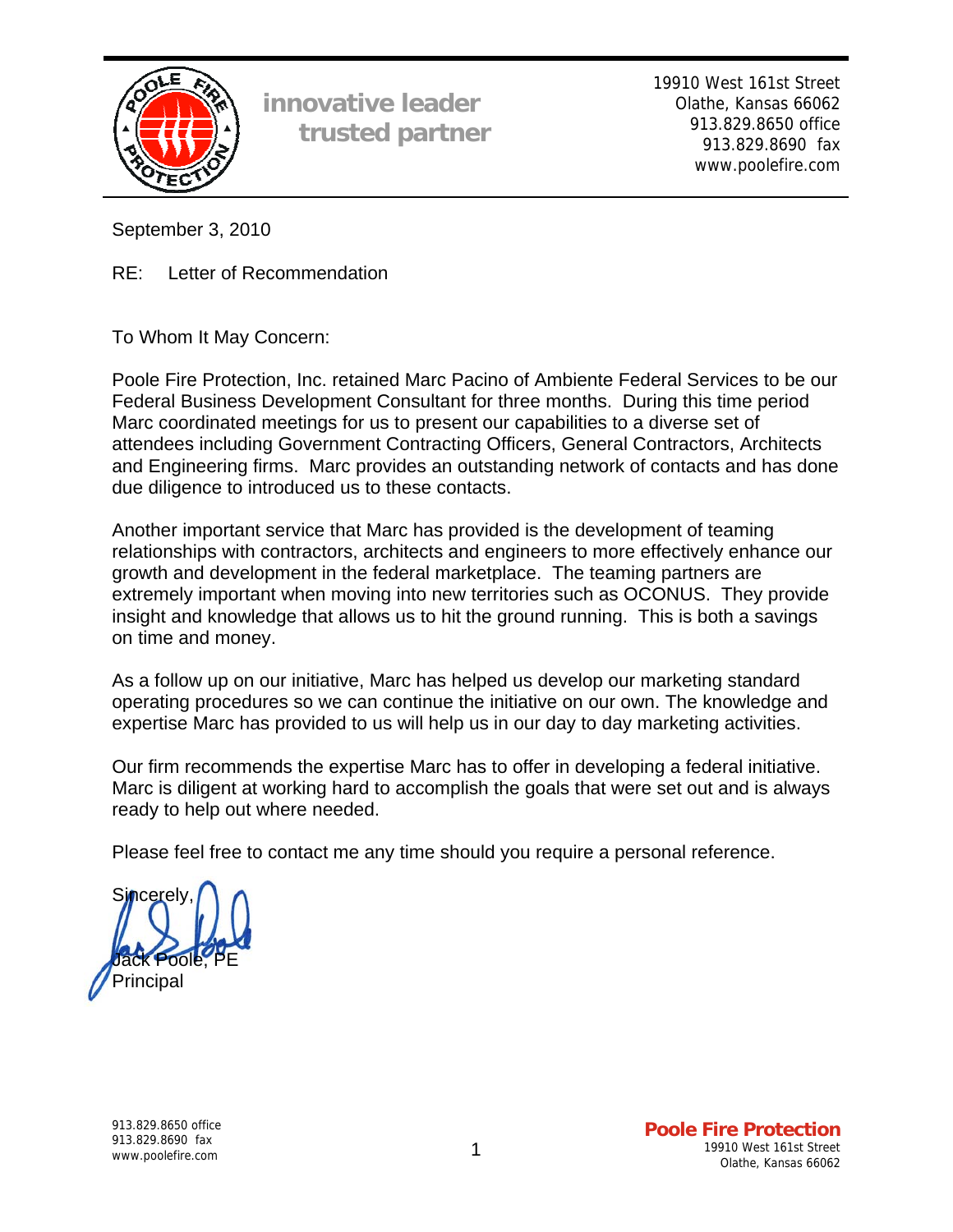innovative leader
trusted partner

19910 West 161st Street
Olathe, Kansas 66062
913.829.8650 office
913.829.8690 fax
www.poolefire.com

September 3, 2010

RE: Letter of Recommendation

To Whom It May Concern:

Poole Fire Protection, Inc. retained Marc Pacino of Ambiente Federal Services to be our Federal Business Development Consultant for three months. During this time period Marc coordinated meetings for us to present our capabilities to a diverse set of attendees including Government Contracting Officers, General Contractors, Architects and Engineering firms. Marc provides an outstanding network of contacts and has done due diligence to introduced us to these contacts.

Another important service that Marc has provided is the development of teaming relationships with contractors, architects and engineers to more effectively enhance our growth and development in the federal marketplace. The teaming partners are extremely important when moving into new territories such as OCONUS. They provide insight and knowledge that allows us to hit the ground running. This is both a savings on time and money.

As a follow up on our initiative, Marc has helped us develop our marketing standard operating procedures so we can continue the initiative on our own. The knowledge and expertise Marc has provided to us will help us in our day to day marketing activities.

Our firm recommends the expertise Marc has to offer in developing a federal initiative. Marc is diligent at working hard to accomplish the goals that were set out and is always ready to help out where needed.

Please feel free to contact me any time should you require a personal reference.

Sincerely,

Jack Poole, PE
Principal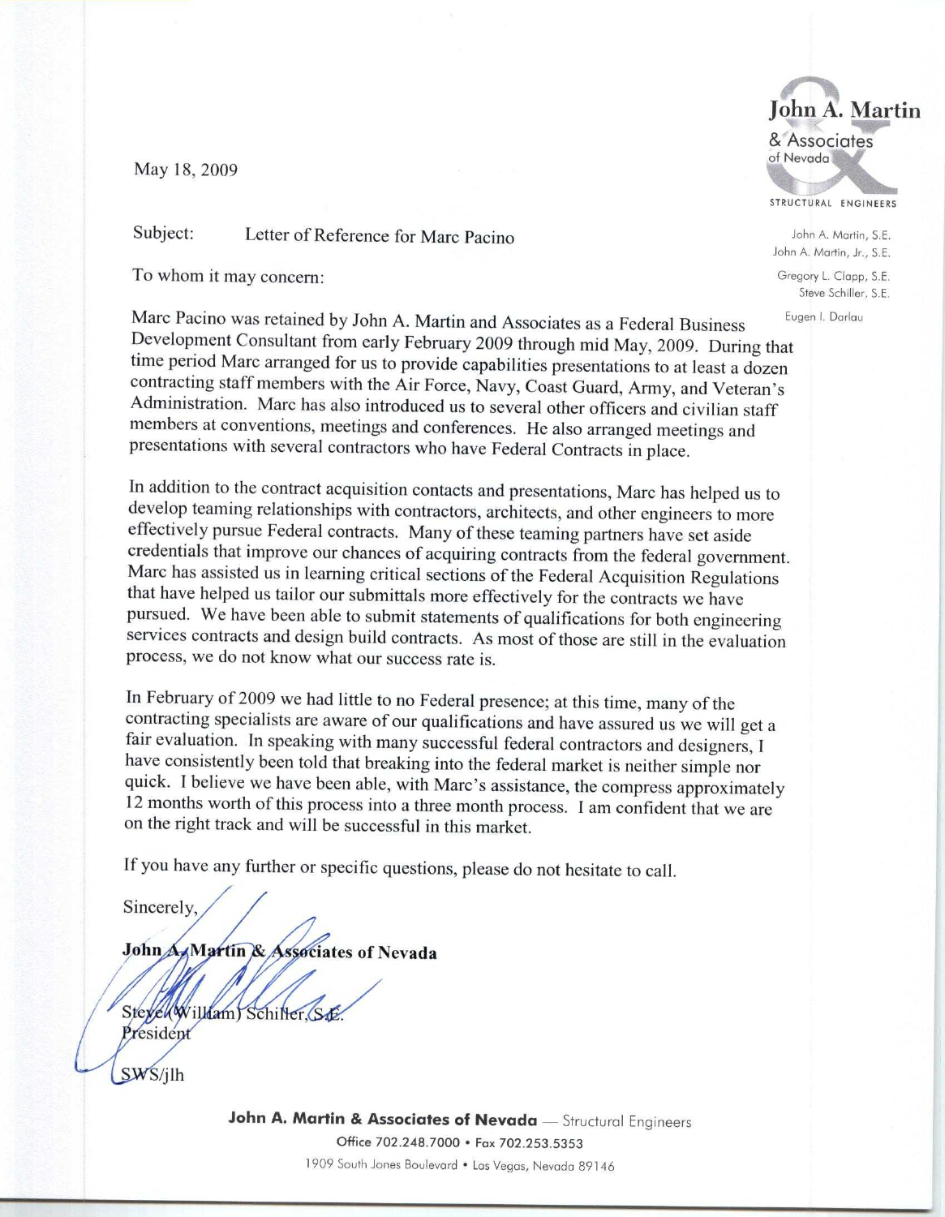John A. Martin & Associates of Nevada

STRUCTURAL ENGINEERS

John A. Martin, S.E.
John A. Martin, Jr., S.E.
Gregory L. Clapp, S.E.
Steve Schiller, S.E.
Eugen I. Darlau

May 18, 2009

Subject: Letter of Reference for Marc Pacino

To whom it may concern:

Marc Pacino was retained by John A. Martin and Associates as a Federal Business Development Consultant from early February 2009 through mid May, 2009. During that time period Marc arranged for us to provide capabilities presentations to at least a dozen contracting staff members with the Air Force, Navy, Coast Guard, Army, and Veteran's Administration. Marc has also introduced us to several other officers and civilian staff members at conventions, meetings and conferences. He also arranged meetings and presentations with several contractors who have Federal Contracts in place.

In addition to the contract acquisition contacts and presentations, Marc has helped us to develop teaming relationships with contractors, architects, and other engineers to more effectively pursue Federal contracts. Many of these teaming partners have set aside credentials that improve our chances of acquiring contracts from the federal government. Marc has assisted us in learning critical sections of the Federal Acquisition Regulations that have helped us tailor our submittals more effectively for the contracts we have pursued. We have been able to submit statements of qualifications for both engineering services contracts and design build contracts. As most of those are still in the evaluation process, we do not know what our success rate is.

In February of 2009 we had little to no Federal presence; at this time, many of the contracting specialists are aware of our qualifications and have assured us we will get a fair evaluation. In speaking with many successful federal contractors and designers, I have consistently been told that breaking into the federal market is neither simple nor quick. I believe we have been able, with Marc's assistance, the compress approximately 12 months worth of this process into a three month process. I am confident that we are on the right track and will be successful in this market.

If you have any further or specific questions, please do not hesitate to call.

Sincerely,

**John A. Martin & Associates of Nevada**

Steve (William) Schiller, S.E.
President

SWS/jlh

**John A. Martin & Associates of Nevada** — Structural Engineers
Office 702.248.7000 • Fax 702.253.5353
1909 South Jones Boulevard • Las Vegas, Nevada 89146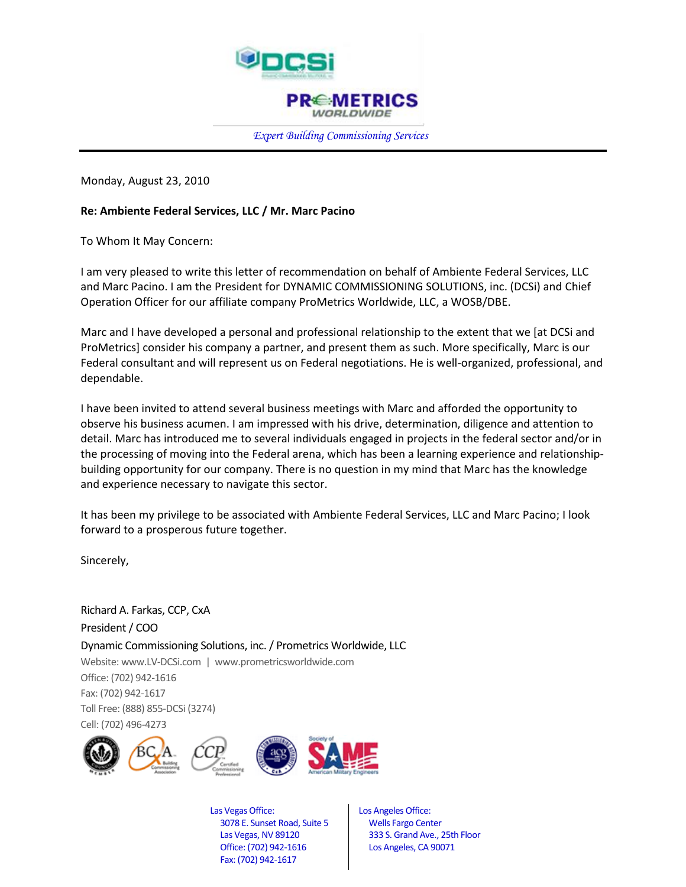DCSi

PROMETRICS WORLDWIDE

*Expert Building Commissioning Services*

---

Monday, August 23, 2010

**Re: Ambiente Federal Services, LLC / Mr. Marc Pacino**

To Whom It May Concern:

I am very pleased to write this letter of recommendation on behalf of Ambiente Federal Services, LLC and Marc Pacino. I am the President for DYNAMIC COMMISSIONING SOLUTIONS, inc. (DCSi) and Chief Operation Officer for our affiliate company ProMetrics Worldwide, LLC, a WOSB/DBE.

Marc and I have developed a personal and professional relationship to the extent that we [at DCSi and ProMetrics] consider his company a partner, and present them as such. More specifically, Marc is our Federal consultant and will represent us on Federal negotiations. He is well-organized, professional, and dependable.

I have been invited to attend several business meetings with Marc and afforded the opportunity to observe his business acumen. I am impressed with his drive, determination, diligence and attention to detail. Marc has introduced me to several individuals engaged in projects in the federal sector and/or in the processing of moving into the Federal arena, which has been a learning experience and relationship-building opportunity for our company. There is no question in my mind that Marc has the knowledge and experience necessary to navigate this sector.

It has been my privilege to be associated with Ambiente Federal Services, LLC and Marc Pacino; I look forward to a prosperous future together.

Sincerely,

Richard A. Farkas, CCP, CxA
President / COO
Dynamic Commissioning Solutions, inc. / Prometrics Worldwide, LLC
Website: www.LV-DCSi.com | www.prometricsworldwide.com
Office: (702) 942-1616
Fax: (702) 942-1617
Toll Free: (888) 855-DCSi (3274)
Cell: (702) 496-4273

Las Vegas Office:
3078 E. Sunset Road, Suite 5
Las Vegas, NV 89120
Office: (702) 942-1616
Fax: (702) 942-1617

Los Angeles Office:
Wells Fargo Center
333 S. Grand Ave., 25th Floor
Los Angeles, CA 90071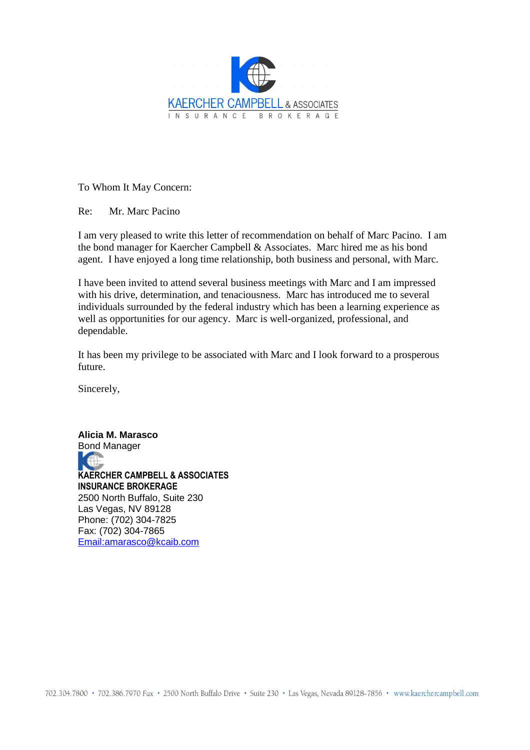KAERCHER CAMPBELL & ASSOCIATES
INSURANCE BROKERAGE

To Whom It May Concern:

Re: Mr. Marc Pacino

I am very pleased to write this letter of recommendation on behalf of Marc Pacino. I am the bond manager for Kaercher Campbell & Associates. Marc hired me as his bond agent. I have enjoyed a long time relationship, both business and personal, with Marc.

I have been invited to attend several business meetings with Marc and I am impressed with his drive, determination, and tenaciousness. Marc has introduced me to several individuals surrounded by the federal industry which has been a learning experience as well as opportunities for our agency. Marc is well-organized, professional, and dependable.

It has been my privilege to be associated with Marc and I look forward to a prosperous future.

Sincerely,

**Alicia M. Marasco**
Bond Manager
**KAERCHER CAMPBELL & ASSOCIATES**
**INSURANCE BROKERAGE**
2500 North Buffalo, Suite 230
Las Vegas, NV 89128
Phone: (702) 304-7825
Fax: (702) 304-7865
Email:amarasco@kcaib.com

702.304.7800 • 702.386.7970 *Fax* • 2500 North Buffalo Drive • Suite 230 • Las Vegas, Nevada 89128-7856 • www.kaerchercampbell.com